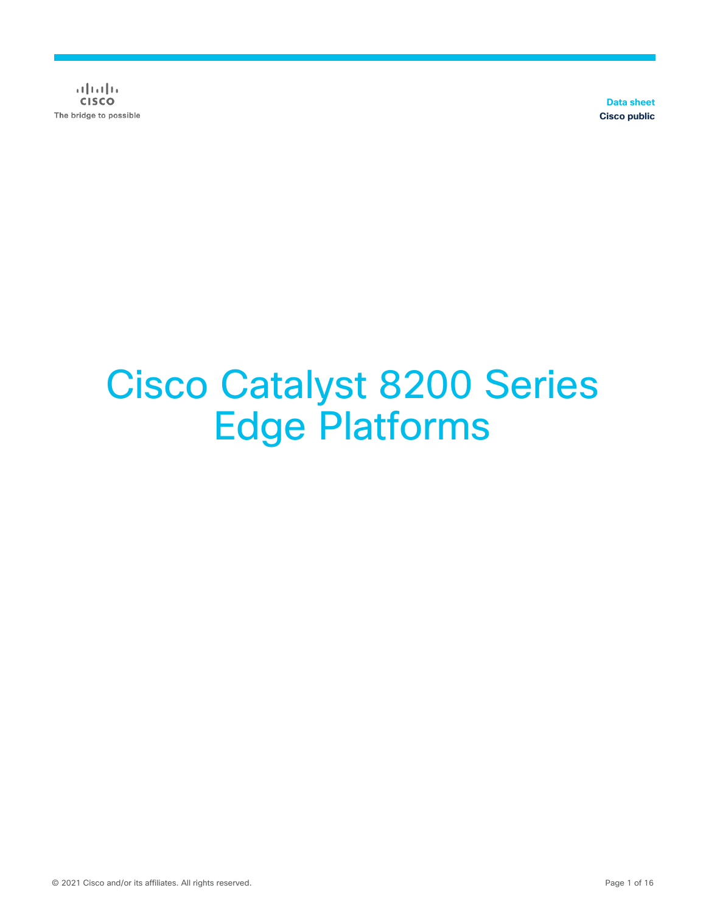Data sheet
Cisco public

# Cisco Catalyst 8200 Series Edge Platforms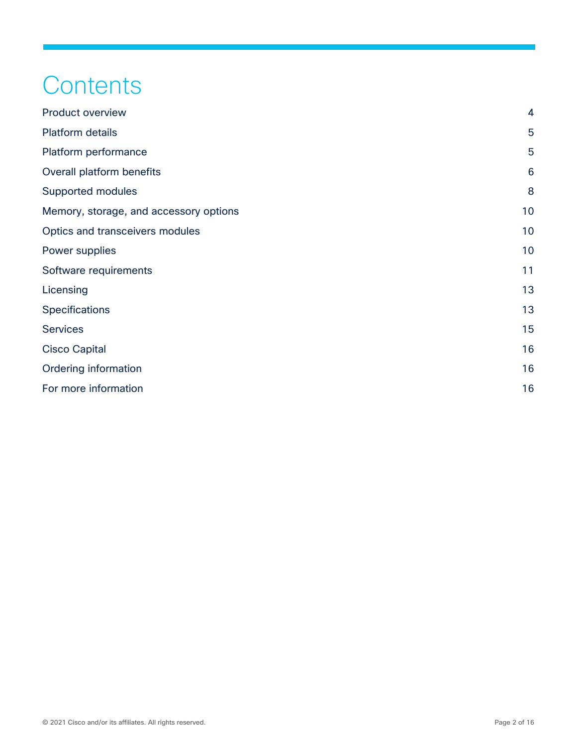# Contents

| | |
|---|---|
| Product overview | 4 |
| Platform details | 5 |
| Platform performance | 5 |
| Overall platform benefits | 6 |
| Supported modules | 8 |
| Memory, storage, and accessory options | 10 |
| Optics and transceivers modules | 10 |
| Power supplies | 10 |
| Software requirements | 11 |
| Licensing | 13 |
| Specifications | 13 |
| Services | 15 |
| Cisco Capital | 16 |
| Ordering information | 16 |
| For more information | 16 |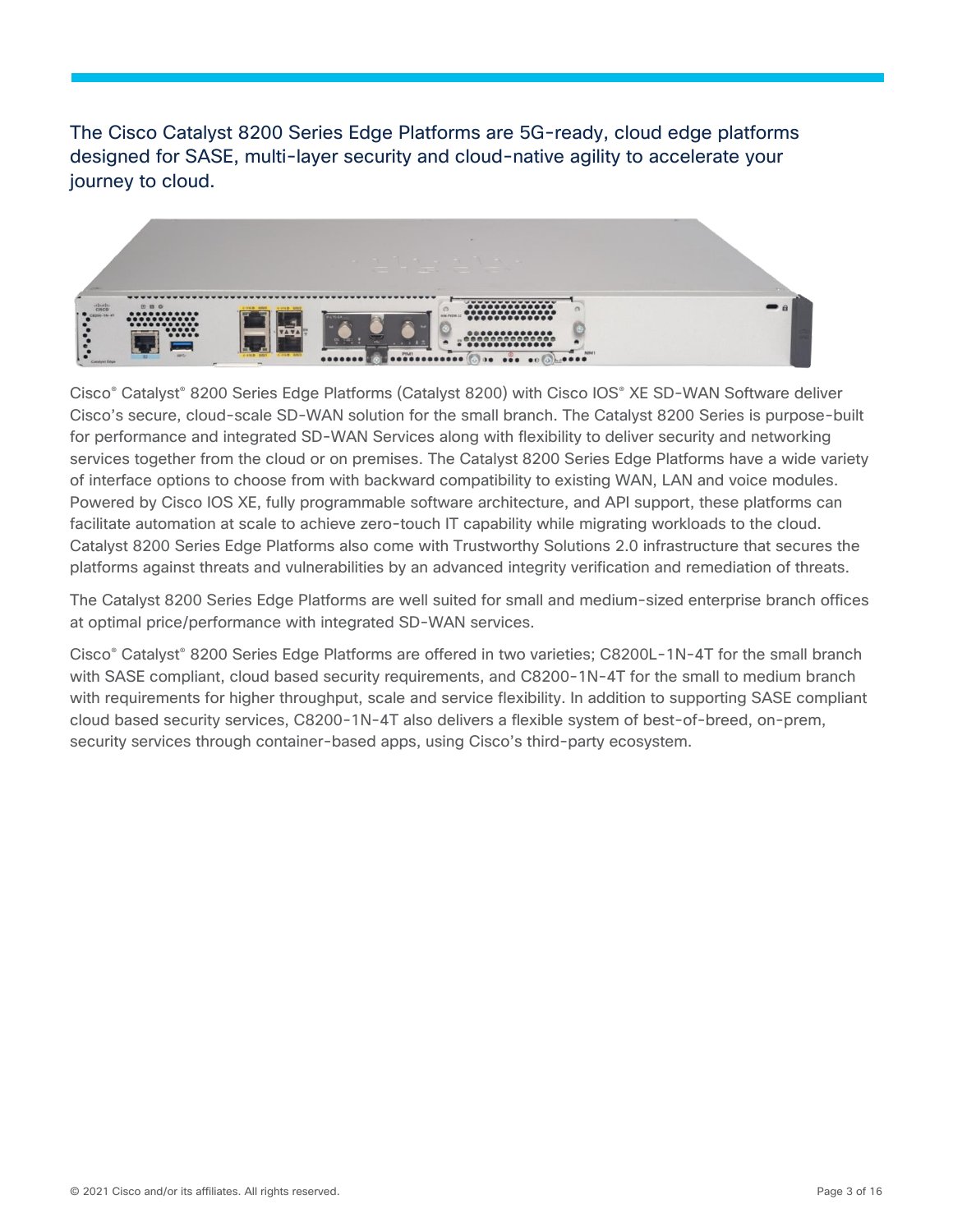The Cisco Catalyst 8200 Series Edge Platforms are 5G-ready, cloud edge platforms designed for SASE, multi-layer security and cloud-native agility to accelerate your journey to cloud.

Cisco® Catalyst® 8200 Series Edge Platforms (Catalyst 8200) with Cisco IOS® XE SD-WAN Software deliver Cisco's secure, cloud-scale SD-WAN solution for the small branch. The Catalyst 8200 Series is purpose-built for performance and integrated SD-WAN Services along with flexibility to deliver security and networking services together from the cloud or on premises. The Catalyst 8200 Series Edge Platforms have a wide variety of interface options to choose from with backward compatibility to existing WAN, LAN and voice modules. Powered by Cisco IOS XE, fully programmable software architecture, and API support, these platforms can facilitate automation at scale to achieve zero-touch IT capability while migrating workloads to the cloud. Catalyst 8200 Series Edge Platforms also come with Trustworthy Solutions 2.0 infrastructure that secures the platforms against threats and vulnerabilities by an advanced integrity verification and remediation of threats.

The Catalyst 8200 Series Edge Platforms are well suited for small and medium-sized enterprise branch offices at optimal price/performance with integrated SD-WAN services.

Cisco® Catalyst® 8200 Series Edge Platforms are offered in two varieties; C8200L-1N-4T for the small branch with SASE compliant, cloud based security requirements, and C8200-1N-4T for the small to medium branch with requirements for higher throughput, scale and service flexibility. In addition to supporting SASE compliant cloud based security services, C8200-1N-4T also delivers a flexible system of best-of-breed, on-prem, security services through container-based apps, using Cisco's third-party ecosystem.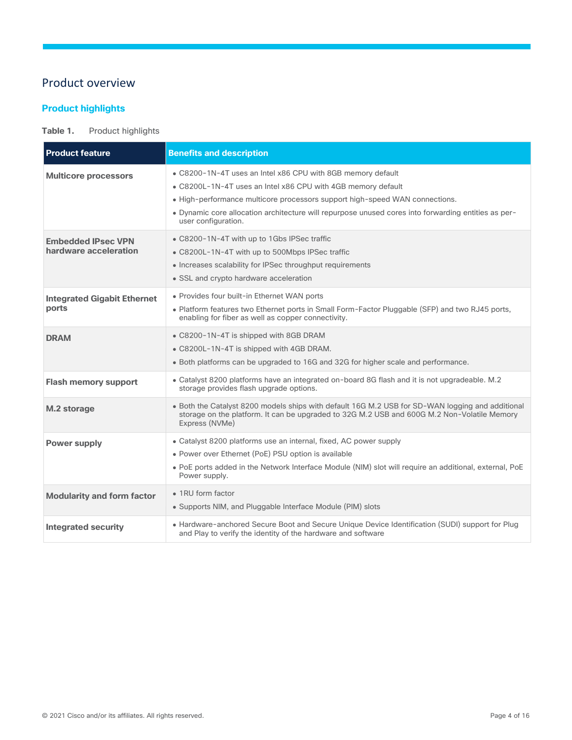# Product overview

## Product highlights

**Table 1.** Product highlights

| Product feature | Benefits and description |
| --- | --- |
| **Multicore processors** | • C8200-1N-4T uses an Intel x86 CPU with 8GB memory default<br>• C8200L-1N-4T uses an Intel x86 CPU with 4GB memory default<br>• High-performance multicore processors support high-speed WAN connections.<br>• Dynamic core allocation architecture will repurpose unused cores into forwarding entities as per-user configuration. |
| **Embedded IPsec VPN hardware acceleration** | • C8200-1N-4T with up to 1Gbs IPSec traffic<br>• C8200L-1N-4T with up to 500Mbps IPSec traffic<br>• Increases scalability for IPSec throughput requirements<br>• SSL and crypto hardware acceleration |
| **Integrated Gigabit Ethernet ports** | • Provides four built-in Ethernet WAN ports<br>• Platform features two Ethernet ports in Small Form-Factor Pluggable (SFP) and two RJ45 ports, enabling for fiber as well as copper connectivity. |
| **DRAM** | • C8200-1N-4T is shipped with 8GB DRAM<br>• C8200L-1N-4T is shipped with 4GB DRAM.<br>• Both platforms can be upgraded to 16G and 32G for higher scale and performance. |
| **Flash memory support** | • Catalyst 8200 platforms have an integrated on-board 8G flash and it is not upgradeable. M.2 storage provides flash upgrade options. |
| **M.2 storage** | • Both the Catalyst 8200 models ships with default 16G M.2 USB for SD-WAN logging and additional storage on the platform. It can be upgraded to 32G M.2 USB and 600G M.2 Non-Volatile Memory Express (NVMe) |
| **Power supply** | • Catalyst 8200 platforms use an internal, fixed, AC power supply<br>• Power over Ethernet (PoE) PSU option is available<br>• PoE ports added in the Network Interface Module (NIM) slot will require an additional, external, PoE Power supply. |
| **Modularity and form factor** | • 1RU form factor<br>• Supports NIM, and Pluggable Interface Module (PIM) slots |
| **Integrated security** | • Hardware-anchored Secure Boot and Secure Unique Device Identification (SUDI) support for Plug and Play to verify the identity of the hardware and software |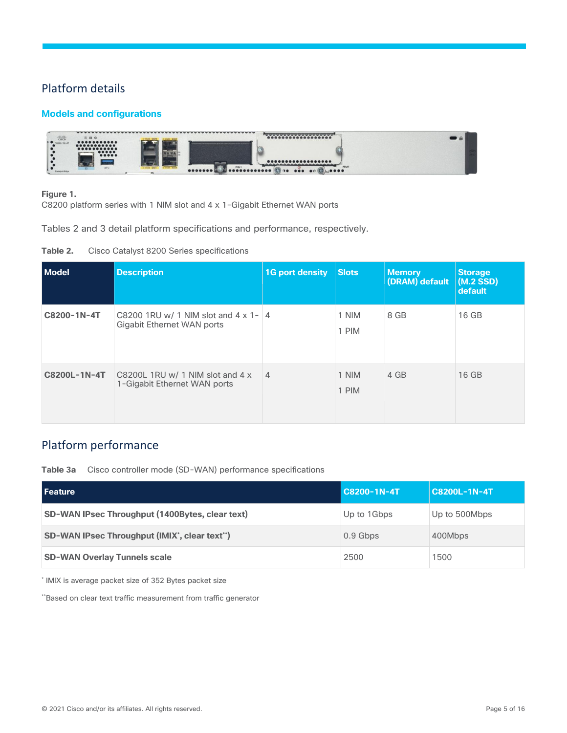# Platform details

## Models and configurations

**Figure 1.**
C8200 platform series with 1 NIM slot and 4 x 1-Gigabit Ethernet WAN ports

Tables 2 and 3 detail platform specifications and performance, respectively.

**Table 2.** Cisco Catalyst 8200 Series specifications

| Model | Description | 1G port density | Slots | Memory (DRAM) default | Storage (M.2 SSD) default |
|---|---|---|---|---|---|
| **C8200-1N-4T** | C8200 1RU w/ 1 NIM slot and 4 x 1-Gigabit Ethernet WAN ports | 4 | 1 NIM<br>1 PIM | 8 GB | 16 GB |
| **C8200L-1N-4T** | C8200L 1RU w/ 1 NIM slot and 4 x 1-Gigabit Ethernet WAN ports | 4 | 1 NIM<br>1 PIM | 4 GB | 16 GB |

# Platform performance

**Table 3a** Cisco controller mode (SD-WAN) performance specifications

| Feature | C8200-1N-4T | C8200L-1N-4T |
|---|---|---|
| **SD-WAN IPsec Throughput (1400Bytes, clear text)** | Up to 1Gbps | Up to 500Mbps |
| **SD-WAN IPsec Throughput (IMIX*, clear text**)** | 0.9 Gbps | 400Mbps |
| **SD-WAN Overlay Tunnels scale** | 2500 | 1500 |

* IMIX is average packet size of 352 Bytes packet size

**Based on clear text traffic measurement from traffic generator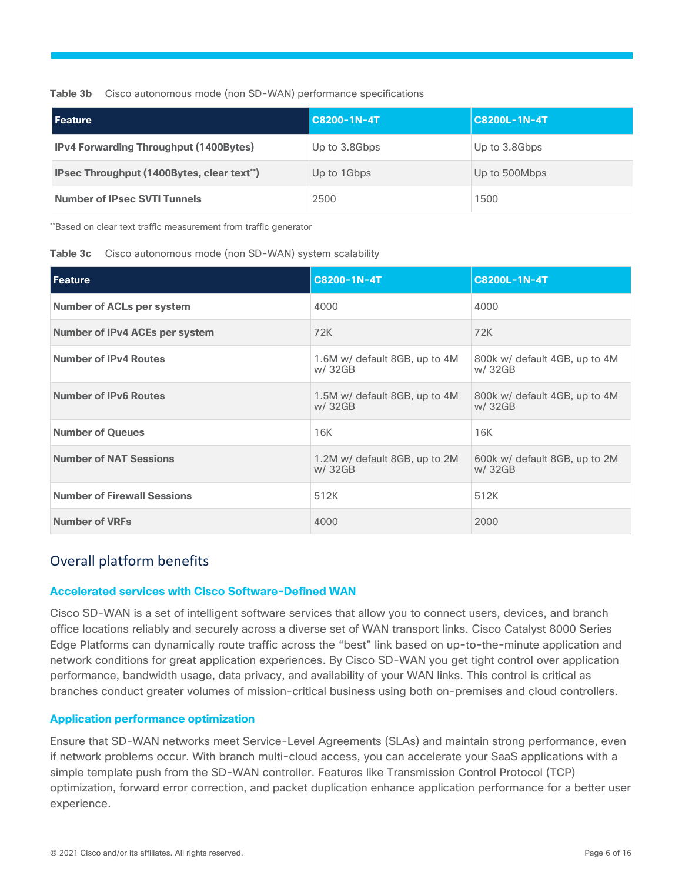**Table 3b** Cisco autonomous mode (non SD-WAN) performance specifications

| Feature | C8200-1N-4T | C8200L-1N-4T |
| --- | --- | --- |
| IPv4 Forwarding Throughput (1400Bytes) | Up to 3.8Gbps | Up to 3.8Gbps |
| IPsec Throughput (1400Bytes, clear text**) | Up to 1Gbps | Up to 500Mbps |
| Number of IPsec SVTI Tunnels | 2500 | 1500 |

**Based on clear text traffic measurement from traffic generator

**Table 3c** Cisco autonomous mode (non SD-WAN) system scalability

| Feature | C8200-1N-4T | C8200L-1N-4T |
| --- | --- | --- |
| Number of ACLs per system | 4000 | 4000 |
| Number of IPv4 ACEs per system | 72K | 72K |
| Number of IPv4 Routes | 1.6M w/ default 8GB, up to 4M w/ 32GB | 800k w/ default 4GB, up to 4M w/ 32GB |
| Number of IPv6 Routes | 1.5M w/ default 8GB, up to 4M w/ 32GB | 800k w/ default 4GB, up to 4M w/ 32GB |
| Number of Queues | 16K | 16K |
| Number of NAT Sessions | 1.2M w/ default 8GB, up to 2M w/ 32GB | 600k w/ default 8GB, up to 2M w/ 32GB |
| Number of Firewall Sessions | 512K | 512K |
| Number of VRFs | 4000 | 2000 |

## Overall platform benefits

### Accelerated services with Cisco Software-Defined WAN

Cisco SD-WAN is a set of intelligent software services that allow you to connect users, devices, and branch office locations reliably and securely across a diverse set of WAN transport links. Cisco Catalyst 8000 Series Edge Platforms can dynamically route traffic across the "best" link based on up-to-the-minute application and network conditions for great application experiences. By Cisco SD-WAN you get tight control over application performance, bandwidth usage, data privacy, and availability of your WAN links. This control is critical as branches conduct greater volumes of mission-critical business using both on-premises and cloud controllers.

### Application performance optimization

Ensure that SD-WAN networks meet Service-Level Agreements (SLAs) and maintain strong performance, even if network problems occur. With branch multi-cloud access, you can accelerate your SaaS applications with a simple template push from the SD-WAN controller. Features like Transmission Control Protocol (TCP) optimization, forward error correction, and packet duplication enhance application performance for a better user experience.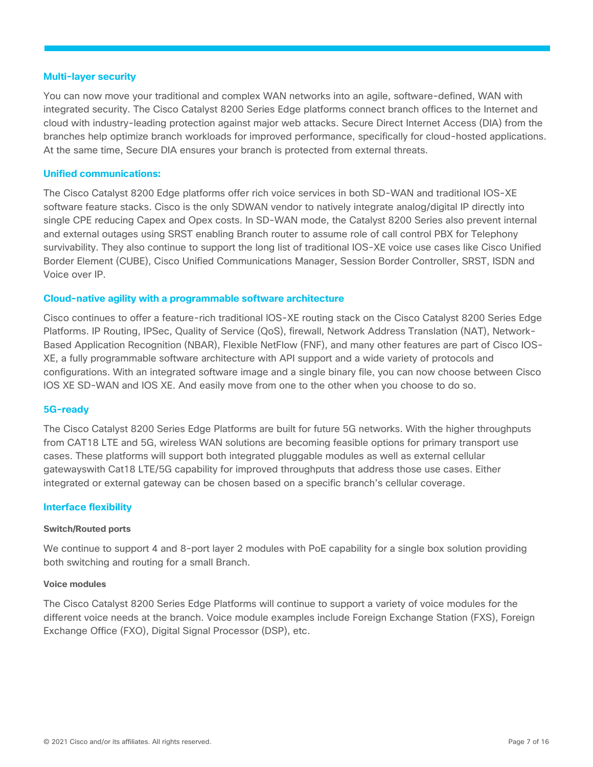## Multi-layer security

You can now move your traditional and complex WAN networks into an agile, software-defined, WAN with integrated security. The Cisco Catalyst 8200 Series Edge platforms connect branch offices to the Internet and cloud with industry-leading protection against major web attacks. Secure Direct Internet Access (DIA) from the branches help optimize branch workloads for improved performance, specifically for cloud-hosted applications. At the same time, Secure DIA ensures your branch is protected from external threats.

## Unified communications:

The Cisco Catalyst 8200 Edge platforms offer rich voice services in both SD-WAN and traditional IOS-XE software feature stacks. Cisco is the only SDWAN vendor to natively integrate analog/digital IP directly into single CPE reducing Capex and Opex costs. In SD-WAN mode, the Catalyst 8200 Series also prevent internal and external outages using SRST enabling Branch router to assume role of call control PBX for Telephony survivability. They also continue to support the long list of traditional IOS-XE voice use cases like Cisco Unified Border Element (CUBE), Cisco Unified Communications Manager, Session Border Controller, SRST, ISDN and Voice over IP.

## Cloud-native agility with a programmable software architecture

Cisco continues to offer a feature-rich traditional IOS-XE routing stack on the Cisco Catalyst 8200 Series Edge Platforms. IP Routing, IPSec, Quality of Service (QoS), firewall, Network Address Translation (NAT), Network-Based Application Recognition (NBAR), Flexible NetFlow (FNF), and many other features are part of Cisco IOS-XE, a fully programmable software architecture with API support and a wide variety of protocols and configurations. With an integrated software image and a single binary file, you can now choose between Cisco IOS XE SD-WAN and IOS XE. And easily move from one to the other when you choose to do so.

## 5G-ready

The Cisco Catalyst 8200 Series Edge Platforms are built for future 5G networks. With the higher throughputs from CAT18 LTE and 5G, wireless WAN solutions are becoming feasible options for primary transport use cases. These platforms will support both integrated pluggable modules as well as external cellular gatewayswith Cat18 LTE/5G capability for improved throughputs that address those use cases. Either integrated or external gateway can be chosen based on a specific branch's cellular coverage.

## Interface flexibility

### Switch/Routed ports

We continue to support 4 and 8-port layer 2 modules with PoE capability for a single box solution providing both switching and routing for a small Branch.

### Voice modules

The Cisco Catalyst 8200 Series Edge Platforms will continue to support a variety of voice modules for the different voice needs at the branch. Voice module examples include Foreign Exchange Station (FXS), Foreign Exchange Office (FXO), Digital Signal Processor (DSP), etc.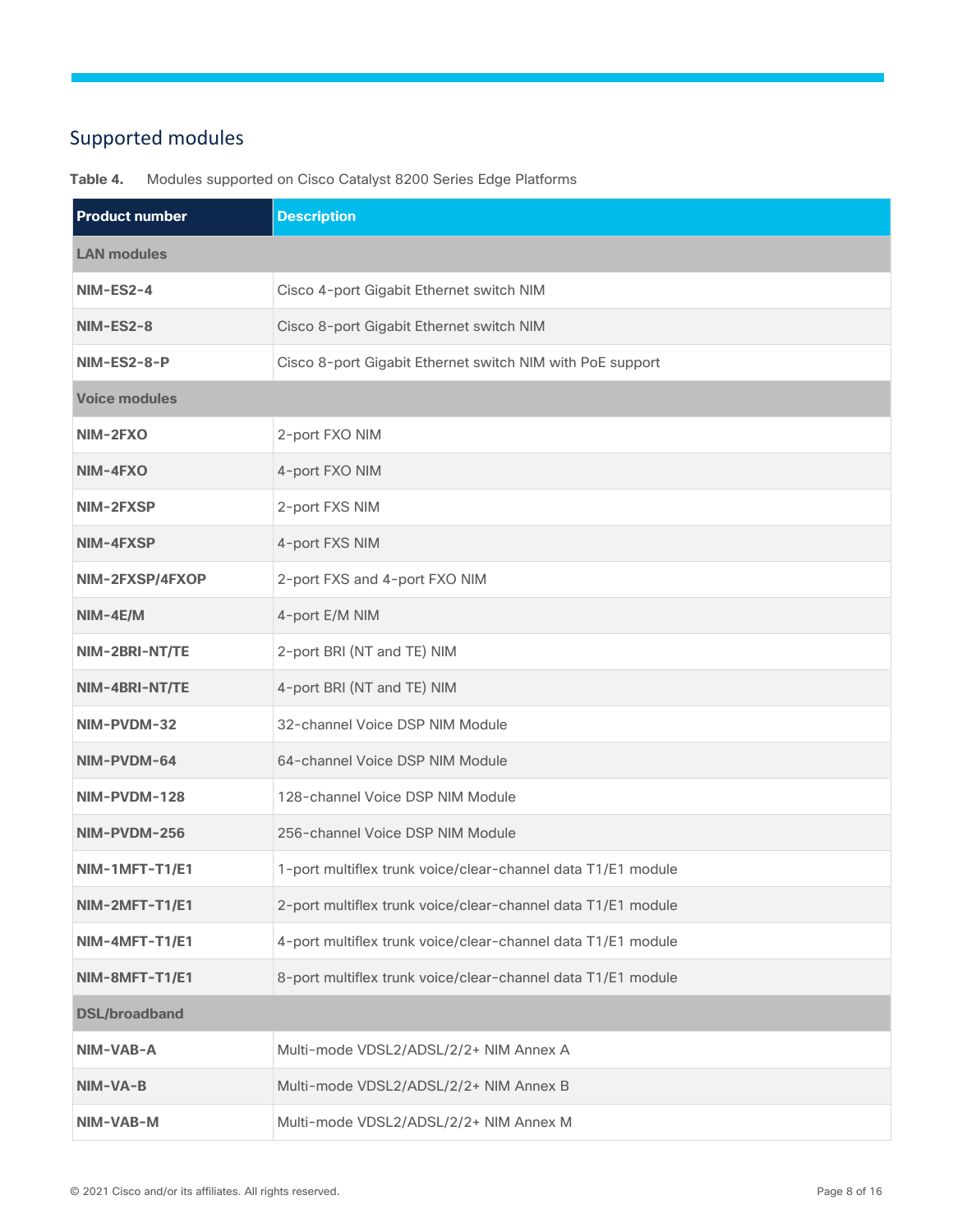## Supported modules

**Table 4.** Modules supported on Cisco Catalyst 8200 Series Edge Platforms

| Product number | Description |
| --- | --- |
| **LAN modules** | |
| **NIM-ES2-4** | Cisco 4-port Gigabit Ethernet switch NIM |
| **NIM-ES2-8** | Cisco 8-port Gigabit Ethernet switch NIM |
| **NIM-ES2-8-P** | Cisco 8-port Gigabit Ethernet switch NIM with PoE support |
| **Voice modules** | |
| **NIM-2FXO** | 2-port FXO NIM |
| **NIM-4FXO** | 4-port FXO NIM |
| **NIM-2FXSP** | 2-port FXS NIM |
| **NIM-4FXSP** | 4-port FXS NIM |
| **NIM-2FXSP/4FXOP** | 2-port FXS and 4-port FXO NIM |
| **NIM-4E/M** | 4-port E/M NIM |
| **NIM-2BRI-NT/TE** | 2-port BRI (NT and TE) NIM |
| **NIM-4BRI-NT/TE** | 4-port BRI (NT and TE) NIM |
| **NIM-PVDM-32** | 32-channel Voice DSP NIM Module |
| **NIM-PVDM-64** | 64-channel Voice DSP NIM Module |
| **NIM-PVDM-128** | 128-channel Voice DSP NIM Module |
| **NIM-PVDM-256** | 256-channel Voice DSP NIM Module |
| **NIM-1MFT-T1/E1** | 1-port multiflex trunk voice/clear-channel data T1/E1 module |
| **NIM-2MFT-T1/E1** | 2-port multiflex trunk voice/clear-channel data T1/E1 module |
| **NIM-4MFT-T1/E1** | 4-port multiflex trunk voice/clear-channel data T1/E1 module |
| **NIM-8MFT-T1/E1** | 8-port multiflex trunk voice/clear-channel data T1/E1 module |
| **DSL/broadband** | |
| **NIM-VAB-A** | Multi-mode VDSL2/ADSL/2/2+ NIM Annex A |
| **NIM-VA-B** | Multi-mode VDSL2/ADSL/2/2+ NIM Annex B |
| **NIM-VAB-M** | Multi-mode VDSL2/ADSL/2/2+ NIM Annex M |

© 2021 Cisco and/or its affiliates. All rights reserved.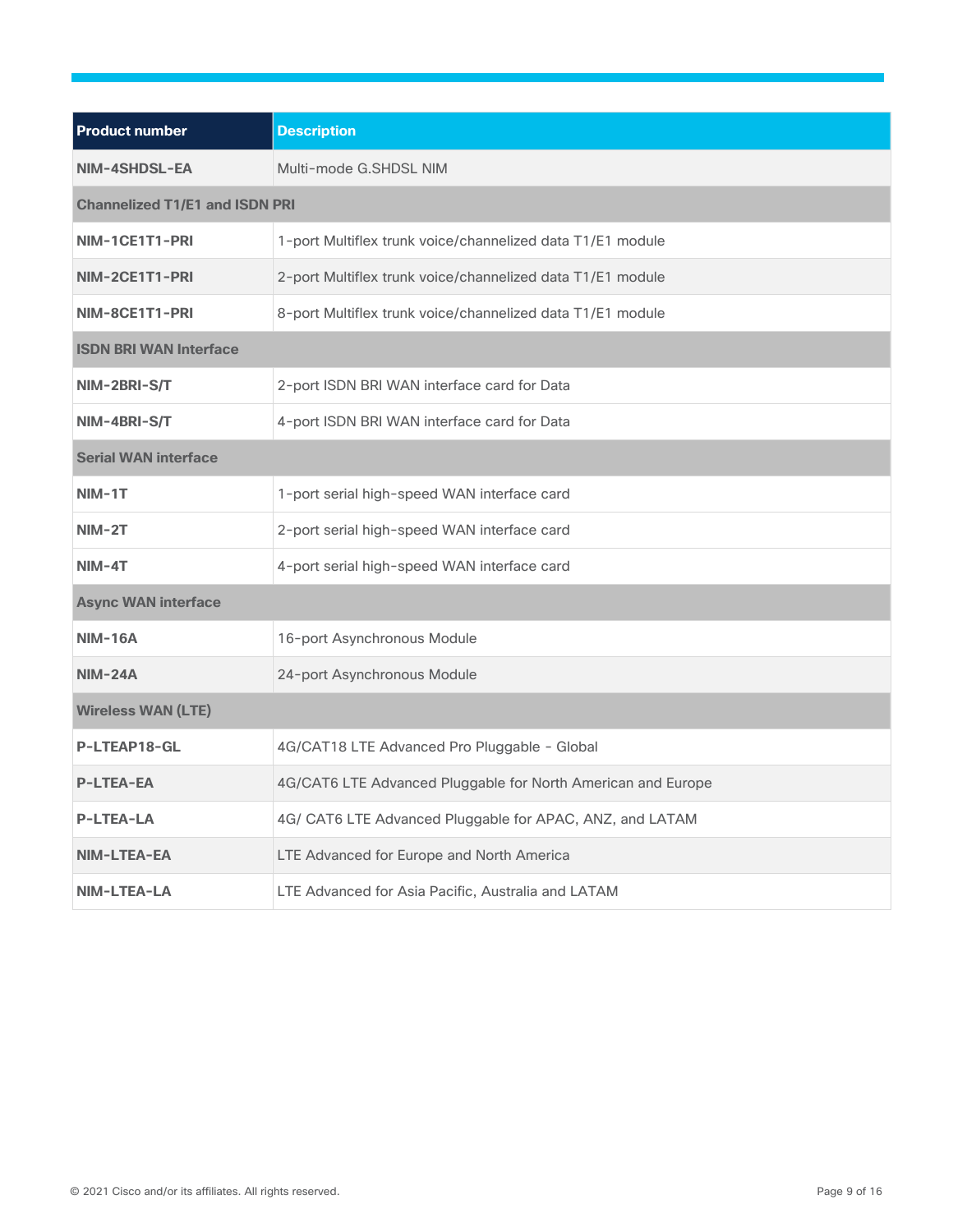| Product number | Description |
| --- | --- |
| **NIM-4SHDSL-EA** | Multi-mode G.SHDSL NIM |
| **Channelized T1/E1 and ISDN PRI** | |
| **NIM-1CE1T1-PRI** | 1-port Multiflex trunk voice/channelized data T1/E1 module |
| **NIM-2CE1T1-PRI** | 2-port Multiflex trunk voice/channelized data T1/E1 module |
| **NIM-8CE1T1-PRI** | 8-port Multiflex trunk voice/channelized data T1/E1 module |
| **ISDN BRI WAN Interface** | |
| **NIM-2BRI-S/T** | 2-port ISDN BRI WAN interface card for Data |
| **NIM-4BRI-S/T** | 4-port ISDN BRI WAN interface card for Data |
| **Serial WAN interface** | |
| **NIM-1T** | 1-port serial high-speed WAN interface card |
| **NIM-2T** | 2-port serial high-speed WAN interface card |
| **NIM-4T** | 4-port serial high-speed WAN interface card |
| **Async WAN interface** | |
| **NIM-16A** | 16-port Asynchronous Module |
| **NIM-24A** | 24-port Asynchronous Module |
| **Wireless WAN (LTE)** | |
| **P-LTEAP18-GL** | 4G/CAT18 LTE Advanced Pro Pluggable - Global |
| **P-LTEA-EA** | 4G/CAT6 LTE Advanced Pluggable for North American and Europe |
| **P-LTEA-LA** | 4G/ CAT6 LTE Advanced Pluggable for APAC, ANZ, and LATAM |
| **NIM-LTEA-EA** | LTE Advanced for Europe and North America |
| **NIM-LTEA-LA** | LTE Advanced for Asia Pacific, Australia and LATAM |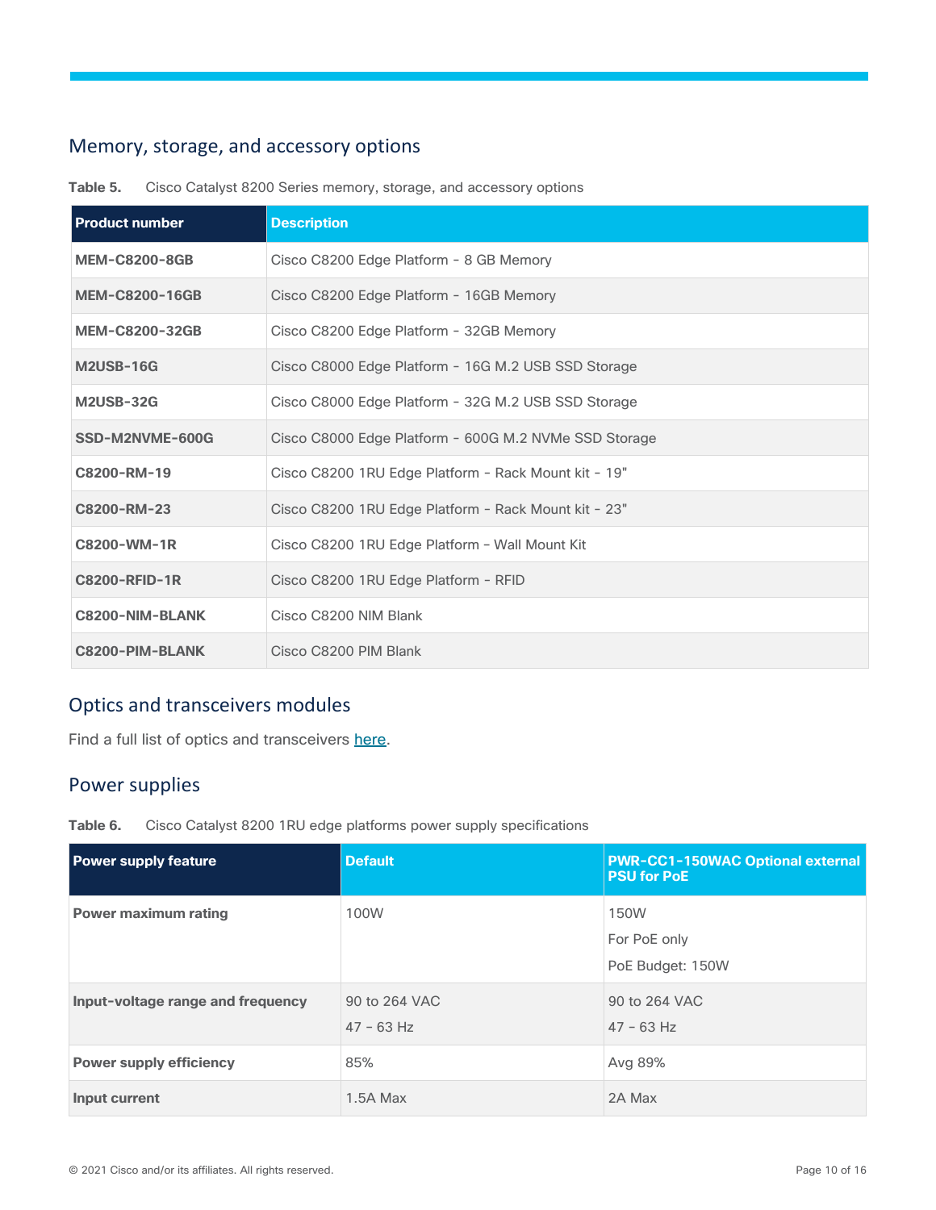## Memory, storage, and accessory options

**Table 5.** Cisco Catalyst 8200 Series memory, storage, and accessory options

| Product number | Description |
|---|---|
| **MEM-C8200-8GB** | Cisco C8200 Edge Platform - 8 GB Memory |
| **MEM-C8200-16GB** | Cisco C8200 Edge Platform - 16GB Memory |
| **MEM-C8200-32GB** | Cisco C8200 Edge Platform - 32GB Memory |
| **M2USB-16G** | Cisco C8000 Edge Platform - 16G M.2 USB SSD Storage |
| **M2USB-32G** | Cisco C8000 Edge Platform - 32G M.2 USB SSD Storage |
| **SSD-M2NVME-600G** | Cisco C8000 Edge Platform - 600G M.2 NVMe SSD Storage |
| **C8200-RM-19** | Cisco C8200 1RU Edge Platform - Rack Mount kit - 19" |
| **C8200-RM-23** | Cisco C8200 1RU Edge Platform - Rack Mount kit - 23" |
| **C8200-WM-1R** | Cisco C8200 1RU Edge Platform - Wall Mount Kit |
| **C8200-RFID-1R** | Cisco C8200 1RU Edge Platform - RFID |
| **C8200-NIM-BLANK** | Cisco C8200 NIM Blank |
| **C8200-PIM-BLANK** | Cisco C8200 PIM Blank |

## Optics and transceivers modules

Find a full list of optics and transceivers here.

## Power supplies

**Table 6.** Cisco Catalyst 8200 1RU edge platforms power supply specifications

| Power supply feature | Default | PWR-CC1-150WAC Optional external PSU for PoE |
|---|---|---|
| **Power maximum rating** | 100W | 150W<br>For PoE only<br>PoE Budget: 150W |
| **Input-voltage range and frequency** | 90 to 264 VAC<br>47 - 63 Hz | 90 to 264 VAC<br>47 - 63 Hz |
| **Power supply efficiency** | 85% | Avg 89% |
| **Input current** | 1.5A Max | 2A Max |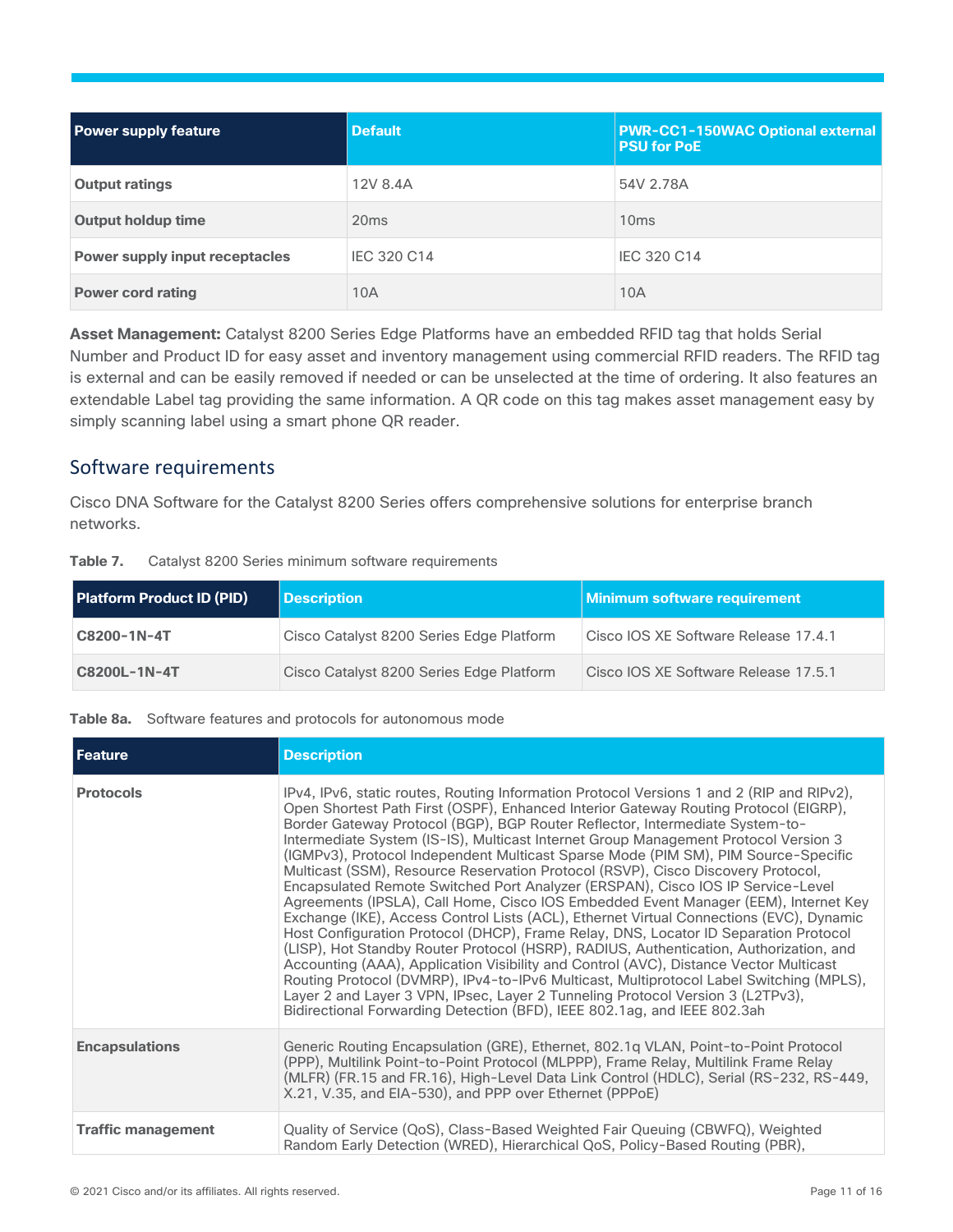| Power supply feature | Default | PWR-CC1-150WAC Optional external PSU for PoE |
|---|---|---|
| Output ratings | 12V 8.4A | 54V 2.78A |
| Output holdup time | 20ms | 10ms |
| Power supply input receptacles | IEC 320 C14 | IEC 320 C14 |
| Power cord rating | 10A | 10A |

**Asset Management:** Catalyst 8200 Series Edge Platforms have an embedded RFID tag that holds Serial Number and Product ID for easy asset and inventory management using commercial RFID readers. The RFID tag is external and can be easily removed if needed or can be unselected at the time of ordering. It also features an extendable Label tag providing the same information. A QR code on this tag makes asset management easy by simply scanning label using a smart phone QR reader.

## Software requirements

Cisco DNA Software for the Catalyst 8200 Series offers comprehensive solutions for enterprise branch networks.

**Table 7.** Catalyst 8200 Series minimum software requirements

| Platform Product ID (PID) | Description | Minimum software requirement |
|---|---|---|
| C8200-1N-4T | Cisco Catalyst 8200 Series Edge Platform | Cisco IOS XE Software Release 17.4.1 |
| C8200L-1N-4T | Cisco Catalyst 8200 Series Edge Platform | Cisco IOS XE Software Release 17.5.1 |

**Table 8a.** Software features and protocols for autonomous mode

| Feature | Description |
|---|---|
| Protocols | IPv4, IPv6, static routes, Routing Information Protocol Versions 1 and 2 (RIP and RIPv2), Open Shortest Path First (OSPF), Enhanced Interior Gateway Routing Protocol (EIGRP), Border Gateway Protocol (BGP), BGP Router Reflector, Intermediate System-to-Intermediate System (IS-IS), Multicast Internet Group Management Protocol Version 3 (IGMPv3), Protocol Independent Multicast Sparse Mode (PIM SM), PIM Source-Specific Multicast (SSM), Resource Reservation Protocol (RSVP), Cisco Discovery Protocol, Encapsulated Remote Switched Port Analyzer (ERSPAN), Cisco IOS IP Service-Level Agreements (IPSLA), Call Home, Cisco IOS Embedded Event Manager (EEM), Internet Key Exchange (IKE), Access Control Lists (ACL), Ethernet Virtual Connections (EVC), Dynamic Host Configuration Protocol (DHCP), Frame Relay, DNS, Locator ID Separation Protocol (LISP), Hot Standby Router Protocol (HSRP), RADIUS, Authentication, Authorization, and Accounting (AAA), Application Visibility and Control (AVC), Distance Vector Multicast Routing Protocol (DVMRP), IPv4-to-IPv6 Multicast, Multiprotocol Label Switching (MPLS), Layer 2 and Layer 3 VPN, IPsec, Layer 2 Tunneling Protocol Version 3 (L2TPv3), Bidirectional Forwarding Detection (BFD), IEEE 802.1ag, and IEEE 802.3ah |
| Encapsulations | Generic Routing Encapsulation (GRE), Ethernet, 802.1q VLAN, Point-to-Point Protocol (PPP), Multilink Point-to-Point Protocol (MLPPP), Frame Relay, Multilink Frame Relay (MLFR) (FR.15 and FR.16), High-Level Data Link Control (HDLC), Serial (RS-232, RS-449, X.21, V.35, and EIA-530), and PPP over Ethernet (PPPoE) |
| Traffic management | Quality of Service (QoS), Class-Based Weighted Fair Queuing (CBWFQ), Weighted Random Early Detection (WRED), Hierarchical QoS, Policy-Based Routing (PBR), |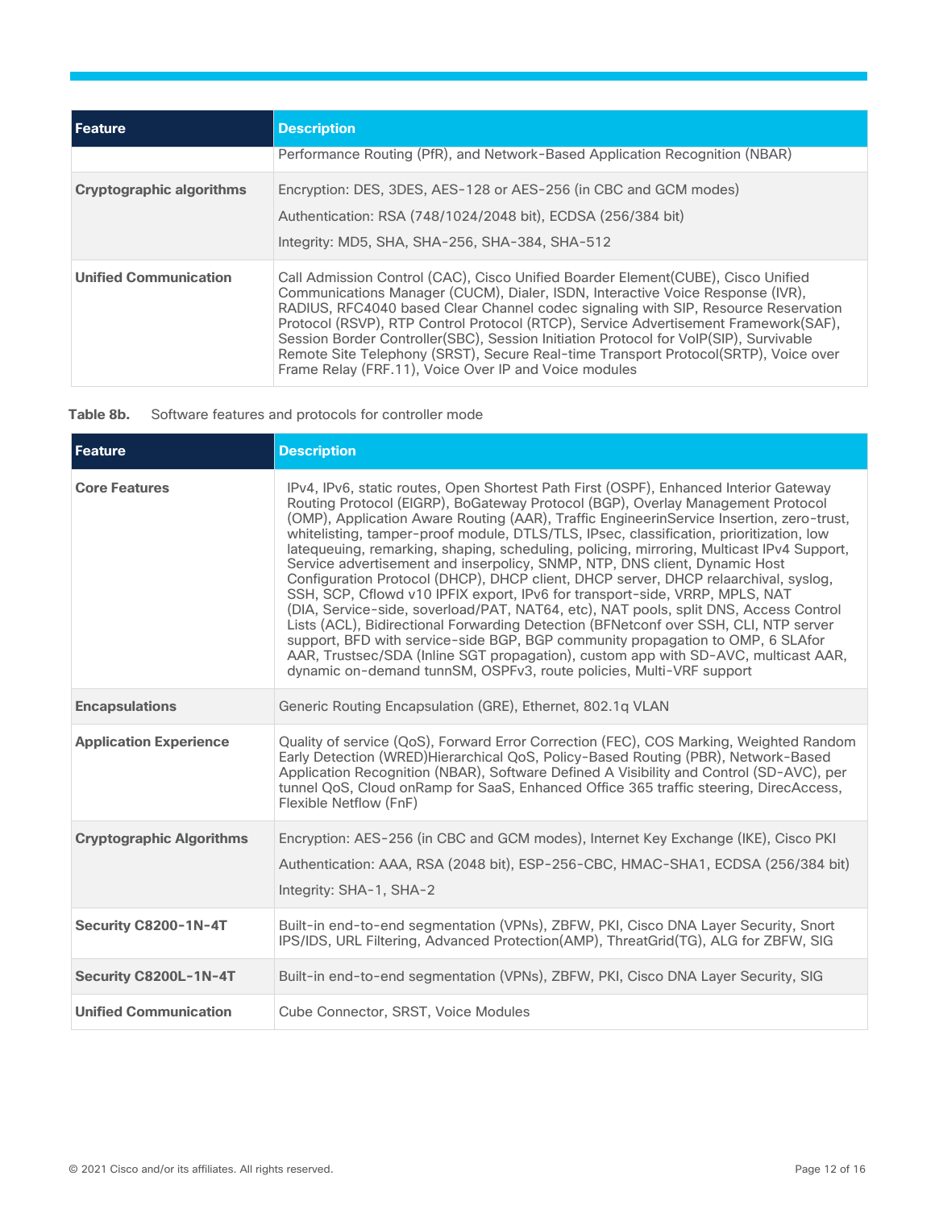| Feature | Description |
| --- | --- |
| | Performance Routing (PfR), and Network-Based Application Recognition (NBAR) |
| **Cryptographic algorithms** | Encryption: DES, 3DES, AES-128 or AES-256 (in CBC and GCM modes)<br>Authentication: RSA (748/1024/2048 bit), ECDSA (256/384 bit)<br>Integrity: MD5, SHA, SHA-256, SHA-384, SHA-512 |
| **Unified Communication** | Call Admission Control (CAC), Cisco Unified Boarder Element(CUBE), Cisco Unified Communications Manager (CUCM), Dialer, ISDN, Interactive Voice Response (IVR), RADIUS, RFC4040 based Clear Channel codec signaling with SIP, Resource Reservation Protocol (RSVP), RTP Control Protocol (RTCP), Service Advertisement Framework(SAF), Session Border Controller(SBC), Session Initiation Protocol for VoIP(SIP), Survivable Remote Site Telephony (SRST), Secure Real-time Transport Protocol(SRTP), Voice over Frame Relay (FRF.11), Voice Over IP and Voice modules |

**Table 8b.** Software features and protocols for controller mode

| Feature | Description |
| --- | --- |
| **Core Features** | IPv4, IPv6, static routes, Open Shortest Path First (OSPF), Enhanced Interior Gateway Routing Protocol (EIGRP), BoGateway Protocol (BGP), Overlay Management Protocol (OMP), Application Aware Routing (AAR), Traffic EngineerinService Insertion, zero-trust, whitelisting, tamper-proof module, DTLS/TLS, IPsec, classification, prioritization, low latequeuing, remarking, shaping, scheduling, policing, mirroring, Multicast IPv4 Support, Service advertisement and inserpolicy, SNMP, NTP, DNS client, Dynamic Host Configuration Protocol (DHCP), DHCP client, DHCP server, DHCP relaarchival, syslog, SSH, SCP, Cflowd v10 IPFIX export, IPv6 for transport-side, VRRP, MPLS, NAT (DIA, Service-side, soverload/PAT, NAT64, etc), NAT pools, split DNS, Access Control Lists (ACL), Bidirectional Forwarding Detection (BFNetconf over SSH, CLI, NTP server support, BFD with service-side BGP, BGP community propagation to OMP, 6 SLAfor AAR, Trustsec/SDA (Inline SGT propagation), custom app with SD-AVC, multicast AAR, dynamic on-demand tunnSM, OSPFv3, route policies, Multi-VRF support |
| **Encapsulations** | Generic Routing Encapsulation (GRE), Ethernet, 802.1q VLAN |
| **Application Experience** | Quality of service (QoS), Forward Error Correction (FEC), COS Marking, Weighted Random Early Detection (WRED)Hierarchical QoS, Policy-Based Routing (PBR), Network-Based Application Recognition (NBAR), Software Defined A Visibility and Control (SD-AVC), per tunnel QoS, Cloud onRamp for SaaS, Enhanced Office 365 traffic steering, DirecAccess, Flexible Netflow (FnF) |
| **Cryptographic Algorithms** | Encryption: AES-256 (in CBC and GCM modes), Internet Key Exchange (IKE), Cisco PKI<br>Authentication: AAA, RSA (2048 bit), ESP-256-CBC, HMAC-SHA1, ECDSA (256/384 bit)<br>Integrity: SHA-1, SHA-2 |
| **Security C8200-1N-4T** | Built-in end-to-end segmentation (VPNs), ZBFW, PKI, Cisco DNA Layer Security, Snort IPS/IDS, URL Filtering, Advanced Protection(AMP), ThreatGrid(TG), ALG for ZBFW, SIG |
| **Security C8200L-1N-4T** | Built-in end-to-end segmentation (VPNs), ZBFW, PKI, Cisco DNA Layer Security, SIG |
| **Unified Communication** | Cube Connector, SRST, Voice Modules |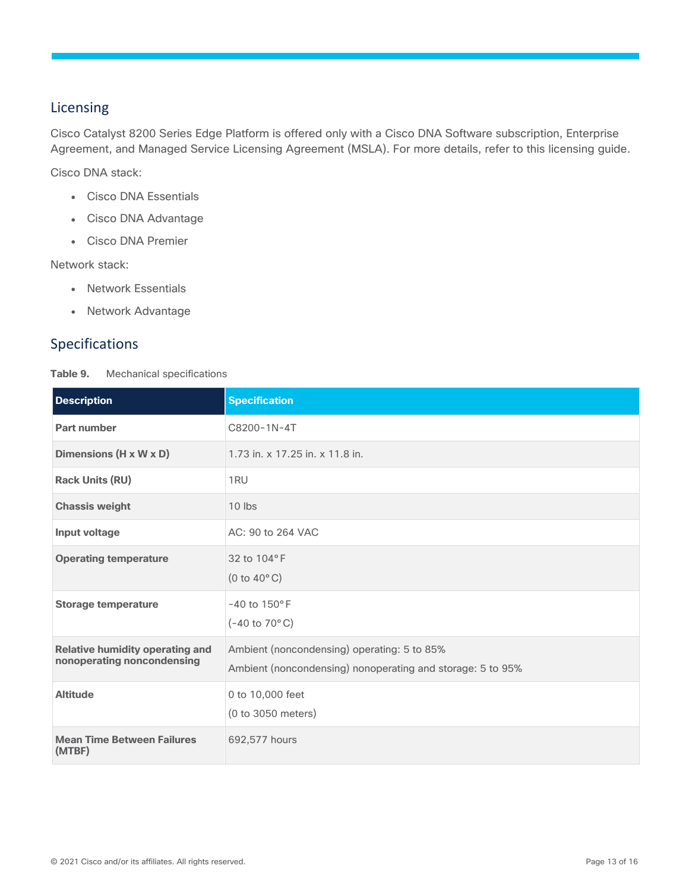## Licensing

Cisco Catalyst 8200 Series Edge Platform is offered only with a Cisco DNA Software subscription, Enterprise Agreement, and Managed Service Licensing Agreement (MSLA). For more details, refer to this licensing guide.

Cisco DNA stack:

- Cisco DNA Essentials
- Cisco DNA Advantage
- Cisco DNA Premier

Network stack:

- Network Essentials
- Network Advantage

## Specifications

**Table 9.** Mechanical specifications

| Description | Specification |
|---|---|
| **Part number** | C8200-1N-4T |
| **Dimensions (H x W x D)** | 1.73 in. x 17.25 in. x 11.8 in. |
| **Rack Units (RU)** | 1RU |
| **Chassis weight** | 10 lbs |
| **Input voltage** | AC: 90 to 264 VAC |
| **Operating temperature** | 32 to 104°F<br>(0 to 40°C) |
| **Storage temperature** | -40 to 150°F<br>(-40 to 70°C) |
| **Relative humidity operating and nonoperating noncondensing** | Ambient (noncondensing) operating: 5 to 85%<br>Ambient (noncondensing) nonoperating and storage: 5 to 95% |
| **Altitude** | 0 to 10,000 feet<br>(0 to 3050 meters) |
| **Mean Time Between Failures (MTBF)** | 692,577 hours |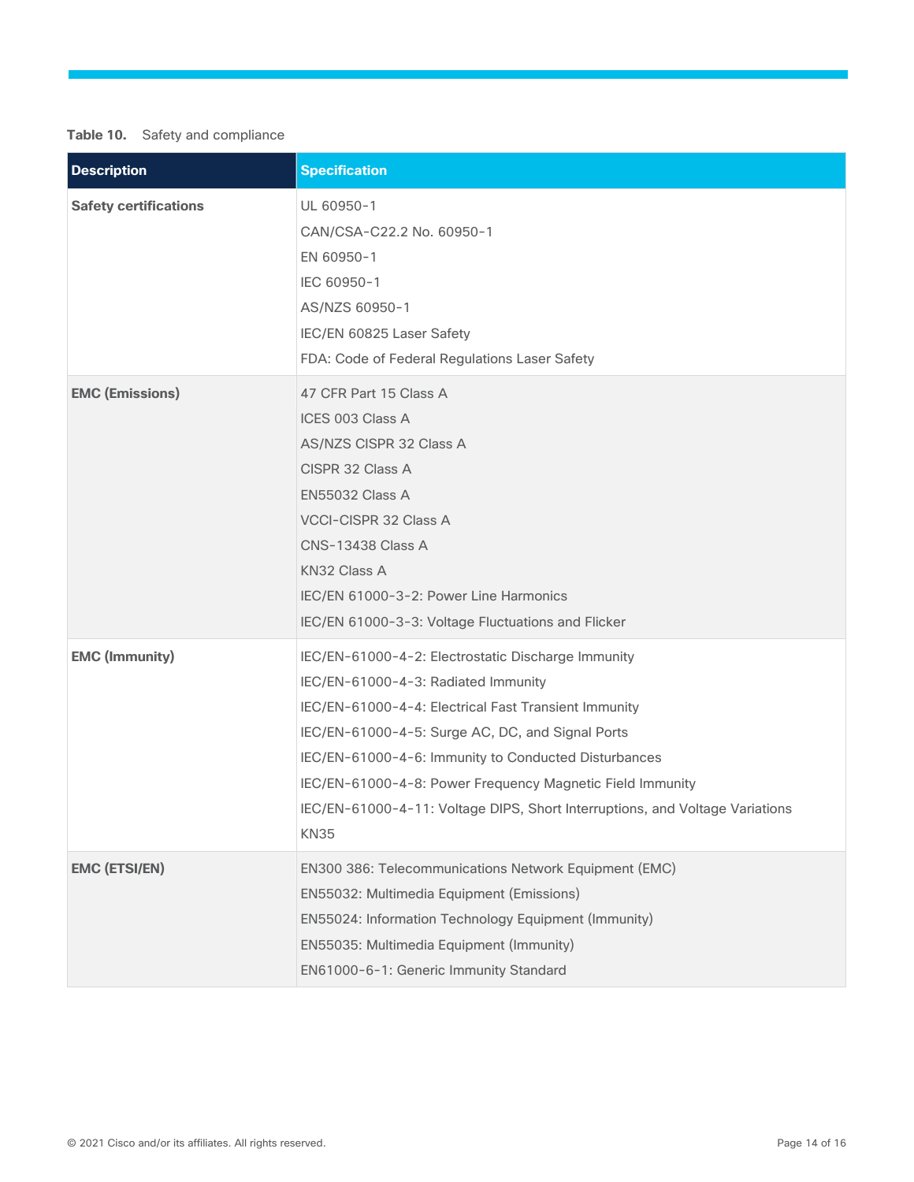**Table 10.** Safety and compliance

| Description | Specification |
| --- | --- |
| **Safety certifications** | UL 60950-1<br>CAN/CSA-C22.2 No. 60950-1<br>EN 60950-1<br>IEC 60950-1<br>AS/NZS 60950-1<br>IEC/EN 60825 Laser Safety<br>FDA: Code of Federal Regulations Laser Safety |
| **EMC (Emissions)** | 47 CFR Part 15 Class A<br>ICES 003 Class A<br>AS/NZS CISPR 32 Class A<br>CISPR 32 Class A<br>EN55032 Class A<br>VCCI-CISPR 32 Class A<br>CNS-13438 Class A<br>KN32 Class A<br>IEC/EN 61000-3-2: Power Line Harmonics<br>IEC/EN 61000-3-3: Voltage Fluctuations and Flicker |
| **EMC (Immunity)** | IEC/EN-61000-4-2: Electrostatic Discharge Immunity<br>IEC/EN-61000-4-3: Radiated Immunity<br>IEC/EN-61000-4-4: Electrical Fast Transient Immunity<br>IEC/EN-61000-4-5: Surge AC, DC, and Signal Ports<br>IEC/EN-61000-4-6: Immunity to Conducted Disturbances<br>IEC/EN-61000-4-8: Power Frequency Magnetic Field Immunity<br>IEC/EN-61000-4-11: Voltage DIPS, Short Interruptions, and Voltage Variations<br>KN35 |
| **EMC (ETSI/EN)** | EN300 386: Telecommunications Network Equipment (EMC)<br>EN55032: Multimedia Equipment (Emissions)<br>EN55024: Information Technology Equipment (Immunity)<br>EN55035: Multimedia Equipment (Immunity)<br>EN61000-6-1: Generic Immunity Standard |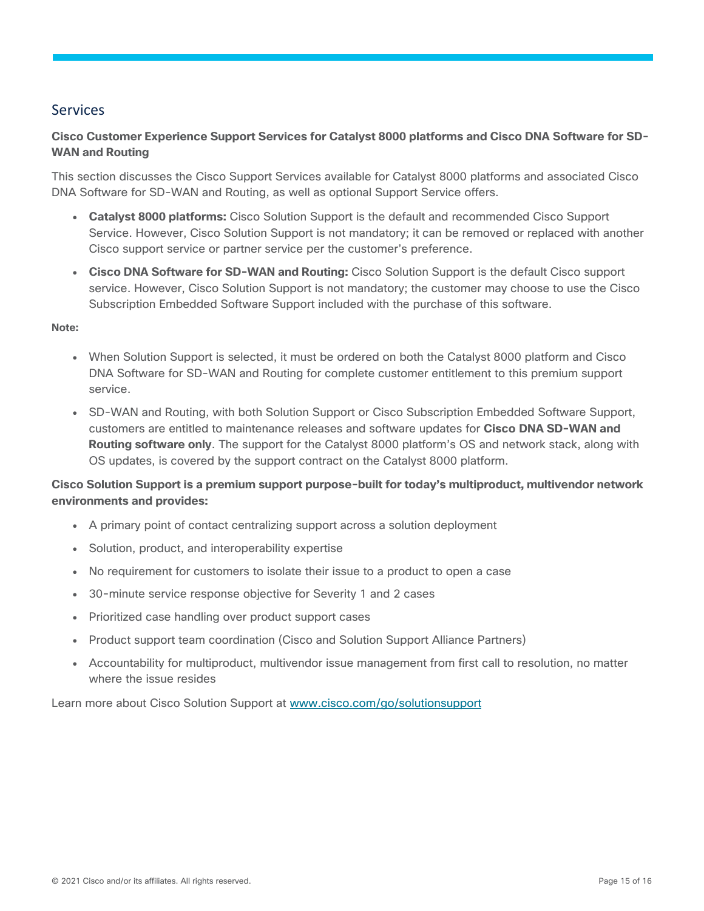## Services

**Cisco Customer Experience Support Services for Catalyst 8000 platforms and Cisco DNA Software for SD-WAN and Routing**

This section discusses the Cisco Support Services available for Catalyst 8000 platforms and associated Cisco DNA Software for SD-WAN and Routing, as well as optional Support Service offers.

- **Catalyst 8000 platforms:** Cisco Solution Support is the default and recommended Cisco Support Service. However, Cisco Solution Support is not mandatory; it can be removed or replaced with another Cisco support service or partner service per the customer's preference.
- **Cisco DNA Software for SD-WAN and Routing:** Cisco Solution Support is the default Cisco support service. However, Cisco Solution Support is not mandatory; the customer may choose to use the Cisco Subscription Embedded Software Support included with the purchase of this software.

**Note:**

- When Solution Support is selected, it must be ordered on both the Catalyst 8000 platform and Cisco DNA Software for SD-WAN and Routing for complete customer entitlement to this premium support service.
- SD-WAN and Routing, with both Solution Support or Cisco Subscription Embedded Software Support, customers are entitled to maintenance releases and software updates for **Cisco DNA SD-WAN and Routing software only**. The support for the Catalyst 8000 platform's OS and network stack, along with OS updates, is covered by the support contract on the Catalyst 8000 platform.

**Cisco Solution Support is a premium support purpose-built for today's multiproduct, multivendor network environments and provides:**

- A primary point of contact centralizing support across a solution deployment
- Solution, product, and interoperability expertise
- No requirement for customers to isolate their issue to a product to open a case
- 30-minute service response objective for Severity 1 and 2 cases
- Prioritized case handling over product support cases
- Product support team coordination (Cisco and Solution Support Alliance Partners)
- Accountability for multiproduct, multivendor issue management from first call to resolution, no matter where the issue resides

Learn more about Cisco Solution Support at [www.cisco.com/go/solutionsupport](http://www.cisco.com/go/solutionsupport)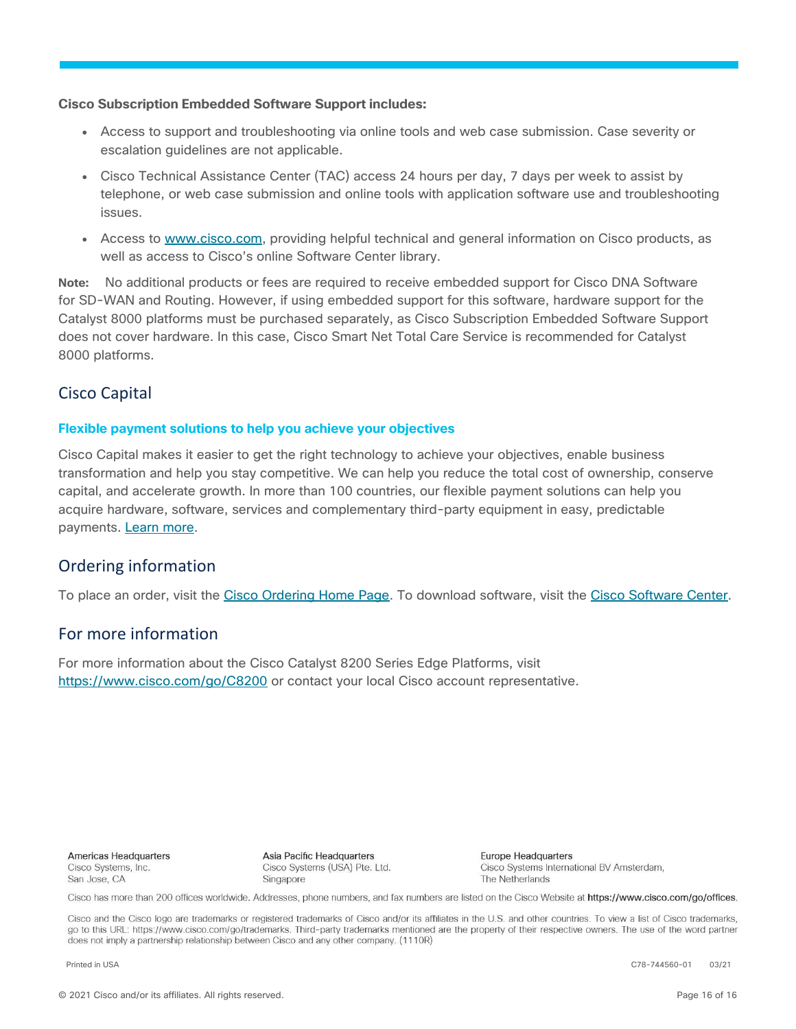**Cisco Subscription Embedded Software Support includes:**

- Access to support and troubleshooting via online tools and web case submission. Case severity or escalation guidelines are not applicable.
- Cisco Technical Assistance Center (TAC) access 24 hours per day, 7 days per week to assist by telephone, or web case submission and online tools with application software use and troubleshooting issues.
- Access to www.cisco.com, providing helpful technical and general information on Cisco products, as well as access to Cisco's online Software Center library.

**Note:** No additional products or fees are required to receive embedded support for Cisco DNA Software for SD-WAN and Routing. However, if using embedded support for this software, hardware support for the Catalyst 8000 platforms must be purchased separately, as Cisco Subscription Embedded Software Support does not cover hardware. In this case, Cisco Smart Net Total Care Service is recommended for Catalyst 8000 platforms.

## Cisco Capital

### Flexible payment solutions to help you achieve your objectives

Cisco Capital makes it easier to get the right technology to achieve your objectives, enable business transformation and help you stay competitive. We can help you reduce the total cost of ownership, conserve capital, and accelerate growth. In more than 100 countries, our flexible payment solutions can help you acquire hardware, software, services and complementary third-party equipment in easy, predictable payments. Learn more.

## Ordering information

To place an order, visit the Cisco Ordering Home Page. To download software, visit the Cisco Software Center.

## For more information

For more information about the Cisco Catalyst 8200 Series Edge Platforms, visit https://www.cisco.com/go/C8200 or contact your local Cisco account representative.

Americas Headquarters
Cisco Systems, Inc.
San Jose, CA

Asia Pacific Headquarters
Cisco Systems (USA) Pte. Ltd.
Singapore

Europe Headquarters
Cisco Systems International BV Amsterdam,
The Netherlands

Cisco has more than 200 offices worldwide. Addresses, phone numbers, and fax numbers are listed on the Cisco Website at https://www.cisco.com/go/offices.

Cisco and the Cisco logo are trademarks or registered trademarks of Cisco and/or its affiliates in the U.S. and other countries. To view a list of Cisco trademarks, go to this URL: https://www.cisco.com/go/trademarks. Third-party trademarks mentioned are the property of their respective owners. The use of the word partner does not imply a partnership relationship between Cisco and any other company. (1110R)

Printed in USA

C78-744560-01 03/21